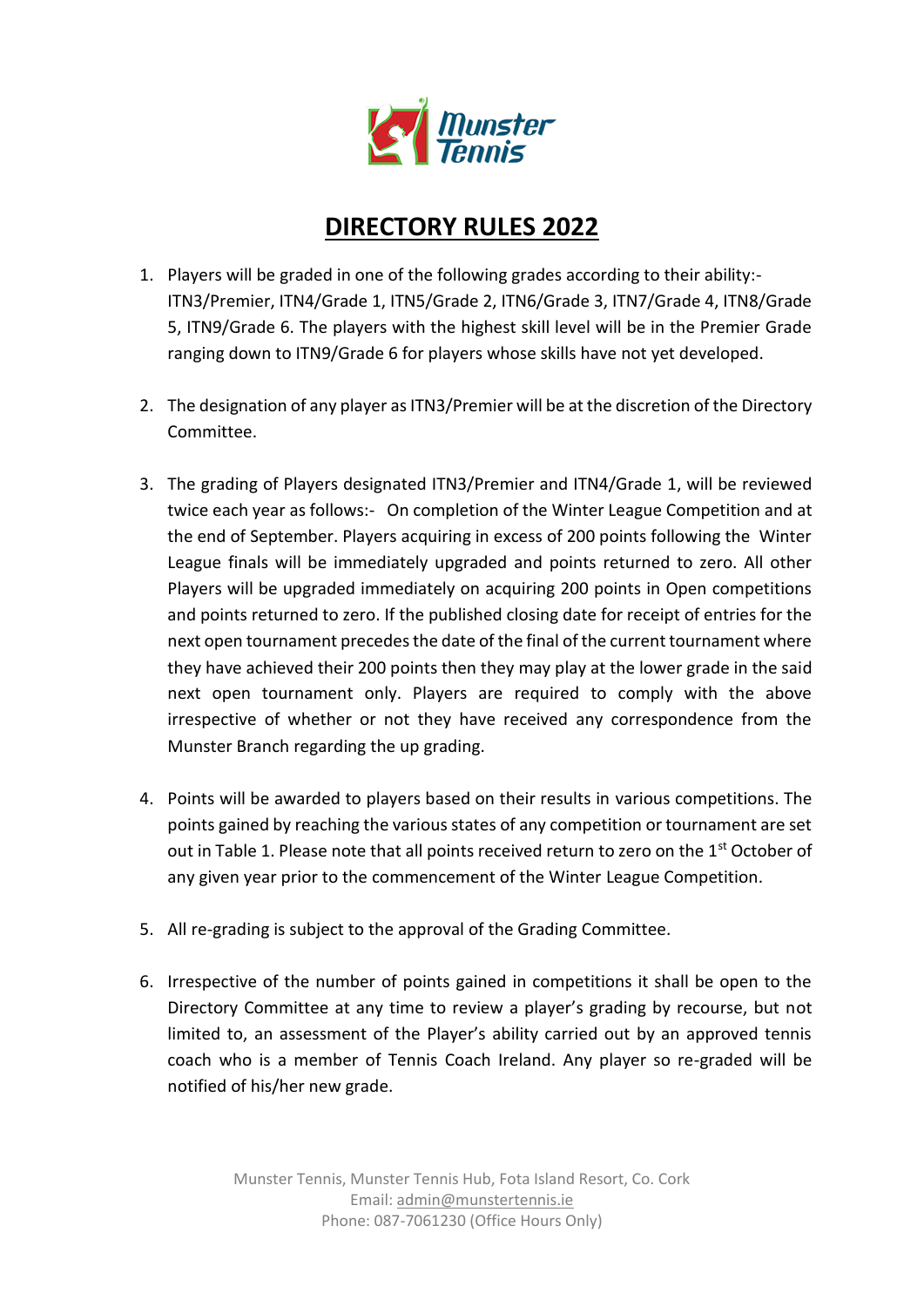# DIRECTORY RULES 2022

1. Players will be graded in one of the following grades according to their ability:- ITN3/Premier, ITN4/Grade 1, ITN5/Grade 2, ITN6/Grade 3, ITN7/Grade 4, ITN8/Grade 5, ITN9/Grade 6. The players with the highest skill level will be in the Premier Grade ranging down to ITN9/Grade 6 for players whose skills have not yet developed.

2. The designation of any player as ITN3/Premier will be at the discretion of the Directory Committee.

3. The grading of Players designated ITN3/Premier and ITN4/Grade 1, will be reviewed twice each year as follows:- On completion of the Winter League Competition and at the end of September. Players acquiring in excess of 200 points following the Winter League finals will be immediately upgraded and points returned to zero. All other Players will be upgraded immediately on acquiring 200 points in Open competitions and points returned to zero. If the published closing date for receipt of entries for the next open tournament precedes the date of the final of the current tournament where they have achieved their 200 points then they may play at the lower grade in the said next open tournament only. Players are required to comply with the above irrespective of whether or not they have received any correspondence from the Munster Branch regarding the up grading.

4. Points will be awarded to players based on their results in various competitions. The points gained by reaching the various states of any competition or tournament are set out in Table 1. Please note that all points received return to zero on the 1st October of any given year prior to the commencement of the Winter League Competition.

5. All re-grading is subject to the approval of the Grading Committee.

6. Irrespective of the number of points gained in competitions it shall be open to the Directory Committee at any time to review a player's grading by recourse, but not limited to, an assessment of the Player's ability carried out by an approved tennis coach who is a member of Tennis Coach Ireland. Any player so re-graded will be notified of his/her new grade.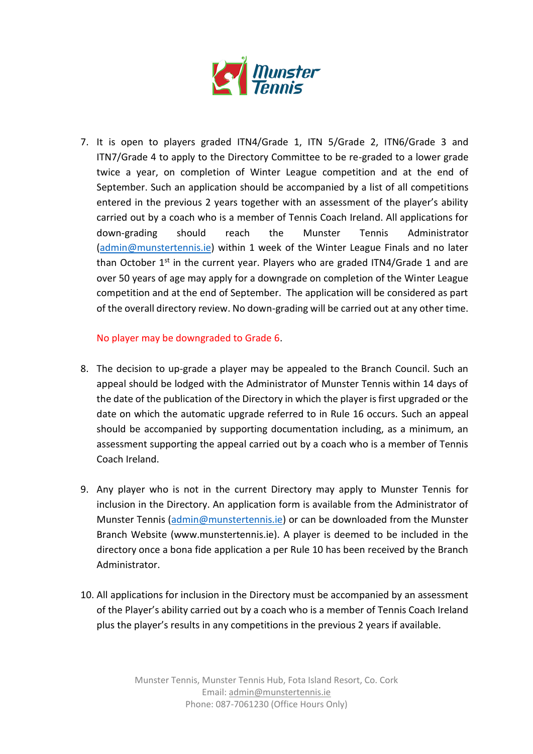7. It is open to players graded ITN4/Grade 1, ITN 5/Grade 2, ITN6/Grade 3 and ITN7/Grade 4 to apply to the Directory Committee to be re-graded to a lower grade twice a year, on completion of Winter League competition and at the end of September. Such an application should be accompanied by a list of all competitions entered in the previous 2 years together with an assessment of the player's ability carried out by a coach who is a member of Tennis Coach Ireland. All applications for down-grading should reach the Munster Tennis Administrator (admin@munstertennis.ie) within 1 week of the Winter League Finals and no later than October 1st in the current year. Players who are graded ITN4/Grade 1 and are over 50 years of age may apply for a downgrade on completion of the Winter League competition and at the end of September. The application will be considered as part of the overall directory review. No down-grading will be carried out at any other time.

   No player may be downgraded to Grade 6.

8. The decision to up-grade a player may be appealed to the Branch Council. Such an appeal should be lodged with the Administrator of Munster Tennis within 14 days of the date of the publication of the Directory in which the player is first upgraded or the date on which the automatic upgrade referred to in Rule 16 occurs. Such an appeal should be accompanied by supporting documentation including, as a minimum, an assessment supporting the appeal carried out by a coach who is a member of Tennis Coach Ireland.

9. Any player who is not in the current Directory may apply to Munster Tennis for inclusion in the Directory. An application form is available from the Administrator of Munster Tennis (admin@munstertennis.ie) or can be downloaded from the Munster Branch Website (www.munstertennis.ie). A player is deemed to be included in the directory once a bona fide application a per Rule 10 has been received by the Branch Administrator.

10. All applications for inclusion in the Directory must be accompanied by an assessment of the Player's ability carried out by a coach who is a member of Tennis Coach Ireland plus the player's results in any competitions in the previous 2 years if available.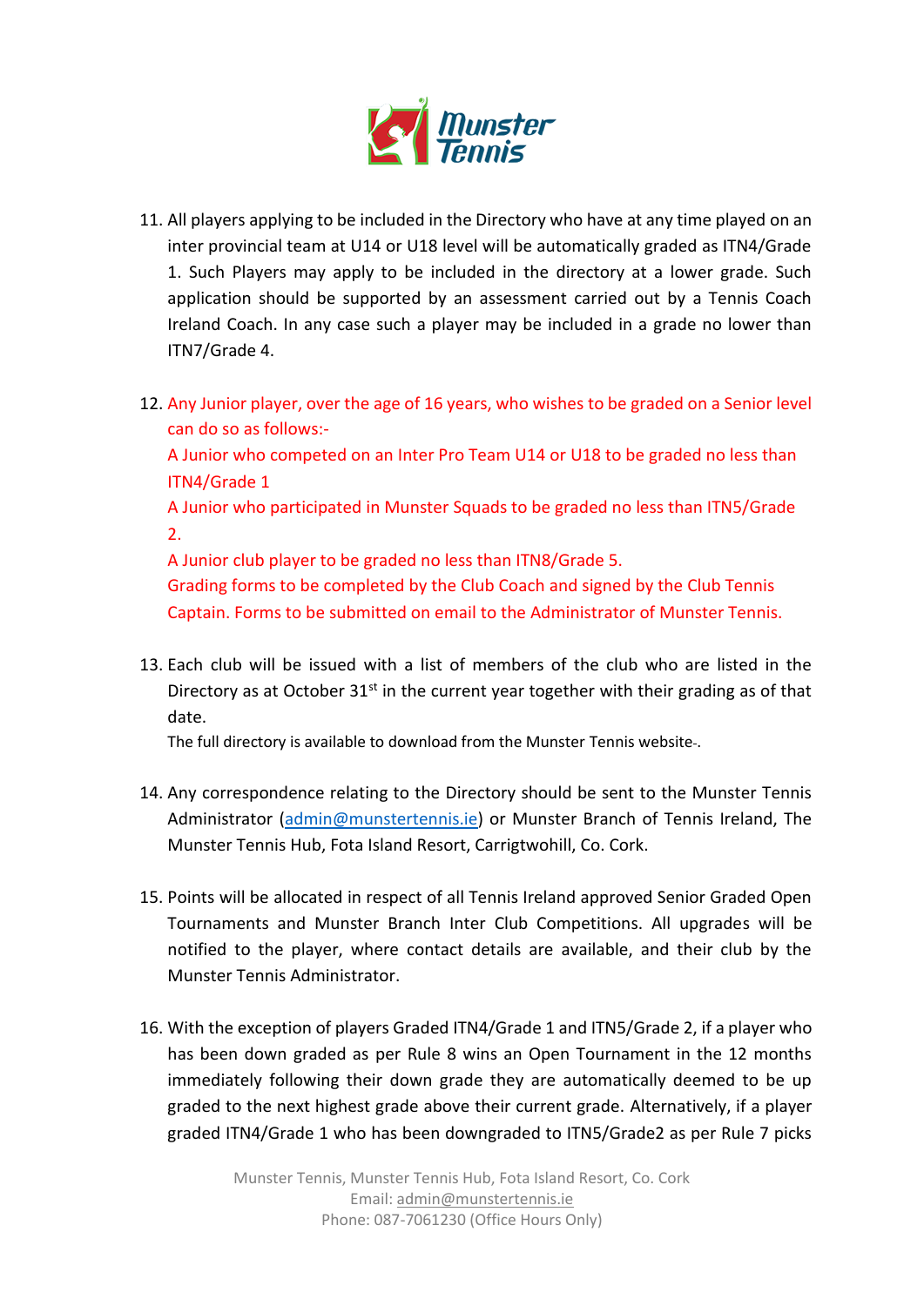11. All players applying to be included in the Directory who have at any time played on an inter provincial team at U14 or U18 level will be automatically graded as ITN4/Grade 1. Such Players may apply to be included in the directory at a lower grade. Such application should be supported by an assessment carried out by a Tennis Coach Ireland Coach. In any case such a player may be included in a grade no lower than ITN7/Grade 4.

12. Any Junior player, over the age of 16 years, who wishes to be graded on a Senior level can do so as follows:-
    A Junior who competed on an Inter Pro Team U14 or U18 to be graded no less than ITN4/Grade 1
    A Junior who participated in Munster Squads to be graded no less than ITN5/Grade 2.
    A Junior club player to be graded no less than ITN8/Grade 5.
    Grading forms to be completed by the Club Coach and signed by the Club Tennis Captain. Forms to be submitted on email to the Administrator of Munster Tennis.

13. Each club will be issued with a list of members of the club who are listed in the Directory as at October 31st in the current year together with their grading as of that date.
    The full directory is available to download from the Munster Tennis website-.

14. Any correspondence relating to the Directory should be sent to the Munster Tennis Administrator (admin@munstertennis.ie) or Munster Branch of Tennis Ireland, The Munster Tennis Hub, Fota Island Resort, Carrigtwohill, Co. Cork.

15. Points will be allocated in respect of all Tennis Ireland approved Senior Graded Open Tournaments and Munster Branch Inter Club Competitions. All upgrades will be notified to the player, where contact details are available, and their club by the Munster Tennis Administrator.

16. With the exception of players Graded ITN4/Grade 1 and ITN5/Grade 2, if a player who has been down graded as per Rule 8 wins an Open Tournament in the 12 months immediately following their down grade they are automatically deemed to be up graded to the next highest grade above their current grade. Alternatively, if a player graded ITN4/Grade 1 who has been downgraded to ITN5/Grade2 as per Rule 7 picks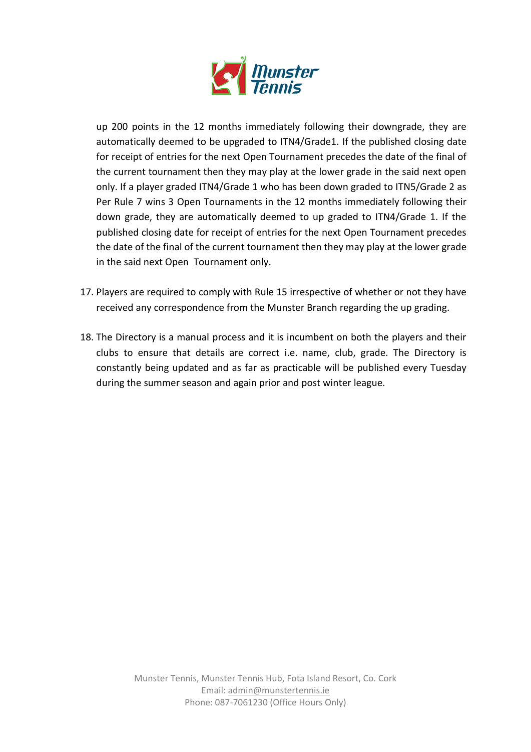up 200 points in the 12 months immediately following their downgrade, they are automatically deemed to be upgraded to ITN4/Grade1. If the published closing date for receipt of entries for the next Open Tournament precedes the date of the final of the current tournament then they may play at the lower grade in the said next open only. If a player graded ITN4/Grade 1 who has been down graded to ITN5/Grade 2 as Per Rule 7 wins 3 Open Tournaments in the 12 months immediately following their down grade, they are automatically deemed to up graded to ITN4/Grade 1. If the published closing date for receipt of entries for the next Open Tournament precedes the date of the final of the current tournament then they may play at the lower grade in the said next Open Tournament only.

17. Players are required to comply with Rule 15 irrespective of whether or not they have received any correspondence from the Munster Branch regarding the up grading.

18. The Directory is a manual process and it is incumbent on both the players and their clubs to ensure that details are correct i.e. name, club, grade. The Directory is constantly being updated and as far as practicable will be published every Tuesday during the summer season and again prior and post winter league.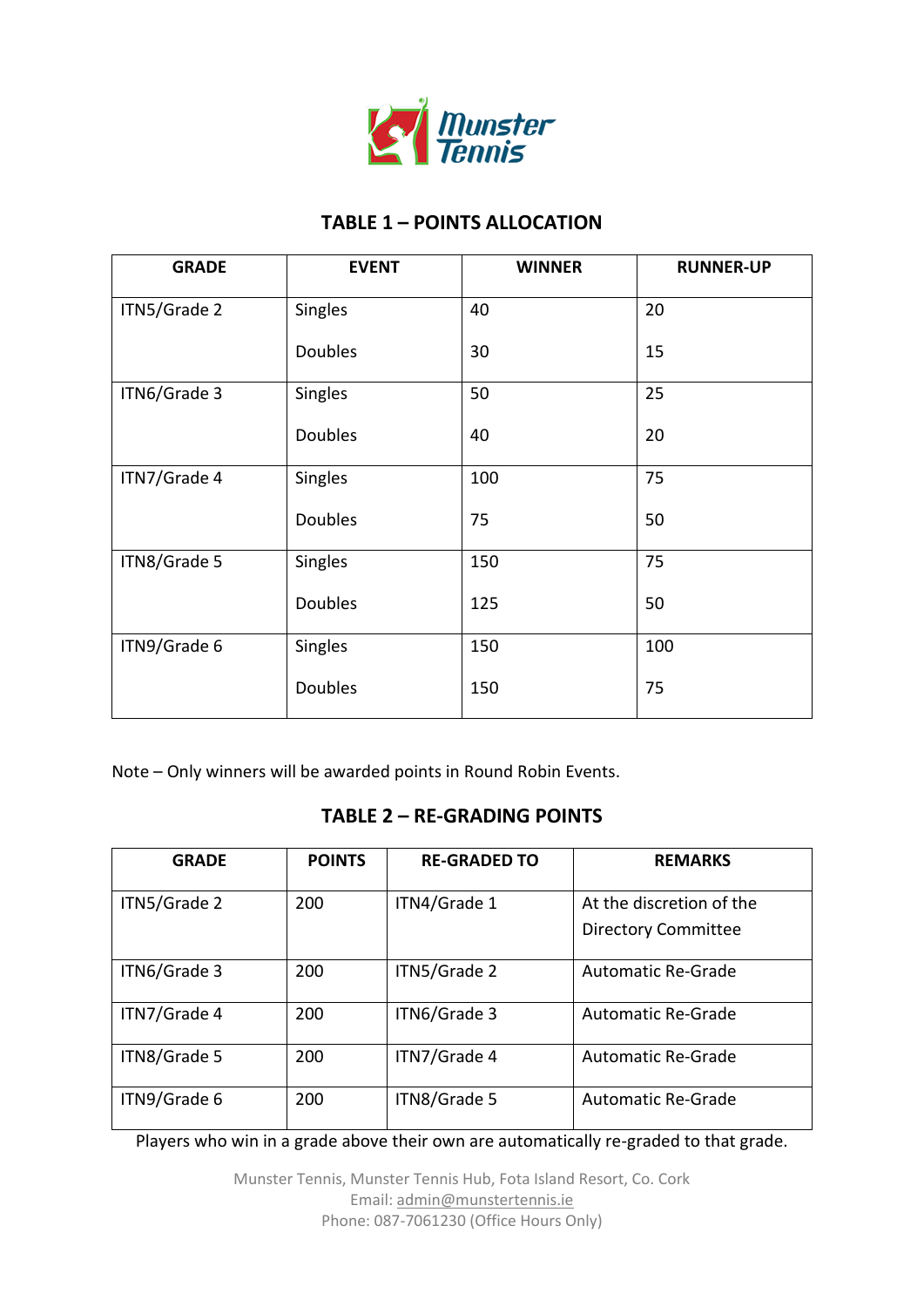## TABLE 1 – POINTS ALLOCATION

| GRADE | EVENT | WINNER | RUNNER-UP |
|---|---|---|---|
| ITN5/Grade 2 | Singles | 40 | 20 |
| | Doubles | 30 | 15 |
| ITN6/Grade 3 | Singles | 50 | 25 |
| | Doubles | 40 | 20 |
| ITN7/Grade 4 | Singles | 100 | 75 |
| | Doubles | 75 | 50 |
| ITN8/Grade 5 | Singles | 150 | 75 |
| | Doubles | 125 | 50 |
| ITN9/Grade 6 | Singles | 150 | 100 |
| | Doubles | 150 | 75 |

Note – Only winners will be awarded points in Round Robin Events.

## TABLE 2 – RE-GRADING POINTS

| GRADE | POINTS | RE-GRADED TO | REMARKS |
|---|---|---|---|
| ITN5/Grade 2 | 200 | ITN4/Grade 1 | At the discretion of the Directory Committee |
| ITN6/Grade 3 | 200 | ITN5/Grade 2 | Automatic Re-Grade |
| ITN7/Grade 4 | 200 | ITN6/Grade 3 | Automatic Re-Grade |
| ITN8/Grade 5 | 200 | ITN7/Grade 4 | Automatic Re-Grade |
| ITN9/Grade 6 | 200 | ITN8/Grade 5 | Automatic Re-Grade |

Players who win in a grade above their own are automatically re-graded to that grade.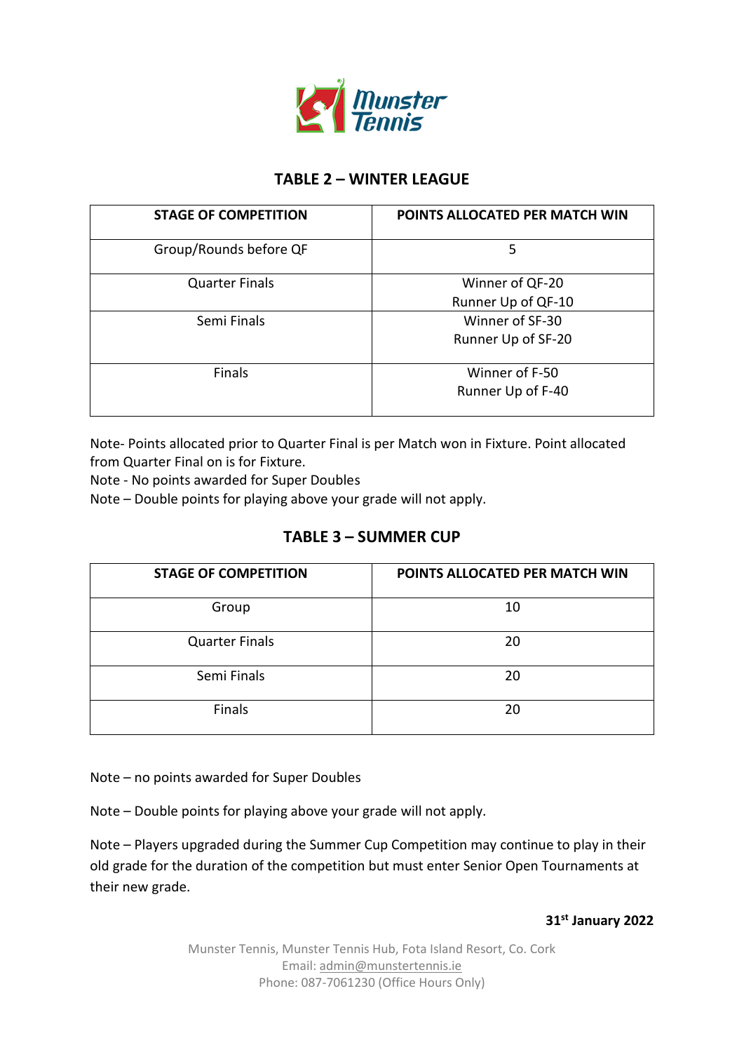## TABLE 2 – WINTER LEAGUE

| STAGE OF COMPETITION | POINTS ALLOCATED PER MATCH WIN |
|---|---|
| Group/Rounds before QF | 5 |
| Quarter Finals | Winner of QF-20<br>Runner Up of QF-10 |
| Semi Finals | Winner of SF-30<br>Runner Up of SF-20 |
| Finals | Winner of F-50<br>Runner Up of F-40 |

Note- Points allocated prior to Quarter Final is per Match won in Fixture. Point allocated from Quarter Final on is for Fixture.
Note - No points awarded for Super Doubles
Note – Double points for playing above your grade will not apply.

## TABLE 3 – SUMMER CUP

| STAGE OF COMPETITION | POINTS ALLOCATED PER MATCH WIN |
|---|---|
| Group | 10 |
| Quarter Finals | 20 |
| Semi Finals | 20 |
| Finals | 20 |

Note – no points awarded for Super Doubles

Note – Double points for playing above your grade will not apply.

Note – Players upgraded during the Summer Cup Competition may continue to play in their old grade for the duration of the competition but must enter Senior Open Tournaments at their new grade.

**31st January 2022**

Munster Tennis, Munster Tennis Hub, Fota Island Resort, Co. Cork
Email: admin@munstertennis.ie
Phone: 087-7061230 (Office Hours Only)